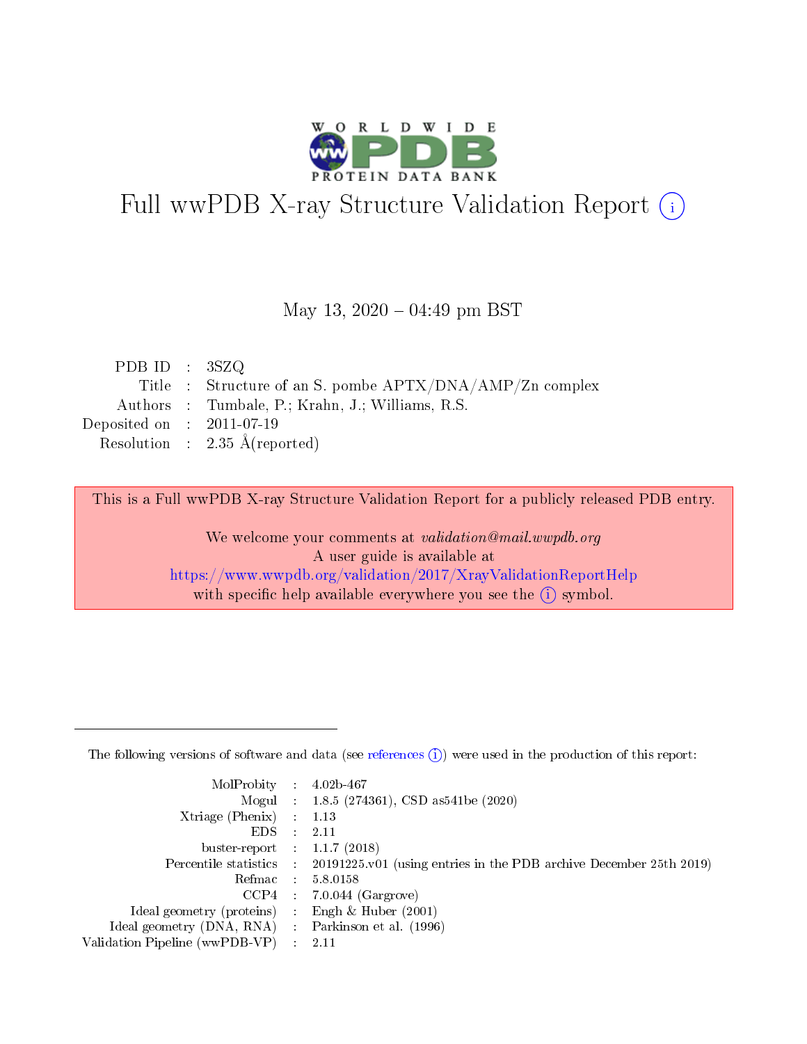# Full wwPDB X-ray Structure Validation Report (i)

May 13, 2020 – 04:49 pm BST

| | | |
|---|---|---|
| PDB ID | : | 3SZQ |
| Title | : | Structure of an S. pombe APTX/DNA/AMP/Zn complex |
| Authors | : | Tumbale, P.; Krahn, J.; Williams, R.S. |
| Deposited on | : | 2011-07-19 |
| Resolution | : | 2.35 Å(reported) |

This is a Full wwPDB X-ray Structure Validation Report for a publicly released PDB entry.

We welcome your comments at *validation@mail.wwpdb.org*
A user guide is available at
https://www.wwpdb.org/validation/2017/XrayValidationReportHelp
with specific help available everywhere you see the (i) symbol.

---

The following versions of software and data (see references (i)) were used in the production of this report:

| | | |
|---|---|---|
| MolProbity | : | 4.02b-467 |
| Mogul | : | 1.8.5 (274361), CSD as541be (2020) |
| Xtriage (Phenix) | : | 1.13 |
| EDS | : | 2.11 |
| buster-report | : | 1.1.7 (2018) |
| Percentile statistics | : | 20191225.v01 (using entries in the PDB archive December 25th 2019) |
| Refmac | : | 5.8.0158 |
| CCP4 | : | 7.0.044 (Gargrove) |
| Ideal geometry (proteins) | : | Engh & Huber (2001) |
| Ideal geometry (DNA, RNA) | : | Parkinson et al. (1996) |
| Validation Pipeline (wwPDB-VP) | : | 2.11 |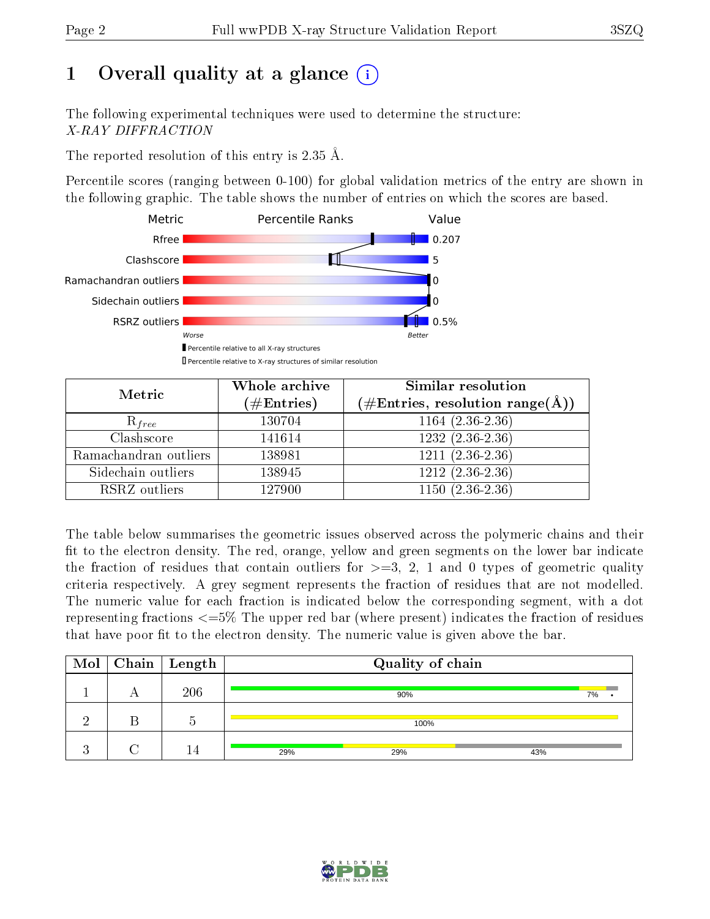# 1 Overall quality at a glance (i)

The following experimental techniques were used to determine the structure:
*X-RAY DIFFRACTION*

The reported resolution of this entry is 2.35 Å.

Percentile scores (ranging between 0-100) for global validation metrics of the entry are shown in the following graphic. The table shows the number of entries on which the scores are based.

| Metric | Value |
|---|---|
| Rfree | 0.207 |
| Clashscore | 5 |
| Ramachandran outliers | 0 |
| Sidechain outliers | 0 |
| RSRZ outliers | 0.5% |

Worse — Better

▮ Percentile relative to all X-ray structures
▯ Percentile relative to X-ray structures of similar resolution

| Metric | Whole archive (#Entries) | Similar resolution (#Entries, resolution range(Å)) |
|---|---|---|
| $R_{free}$ | 130704 | 1164 (2.36-2.36) |
| Clashscore | 141614 | 1232 (2.36-2.36) |
| Ramachandran outliers | 138981 | 1211 (2.36-2.36) |
| Sidechain outliers | 138945 | 1212 (2.36-2.36) |
| RSRZ outliers | 127900 | 1150 (2.36-2.36) |

The table below summarises the geometric issues observed across the polymeric chains and their fit to the electron density. The red, orange, yellow and green segments on the lower bar indicate the fraction of residues that contain outliers for >=3, 2, 1 and 0 types of geometric quality criteria respectively. A grey segment represents the fraction of residues that are not modelled. The numeric value for each fraction is indicated below the corresponding segment, with a dot representing fractions <=5% The upper red bar (where present) indicates the fraction of residues that have poor fit to the electron density. The numeric value is given above the bar.

| Mol | Chain | Length | Quality of chain |
|---|---|---|---|
| 1 | A | 206 | 90% 7% • |
| 2 | B | 5 | 100% |
| 3 | C | 14 | 29% 29% 43% |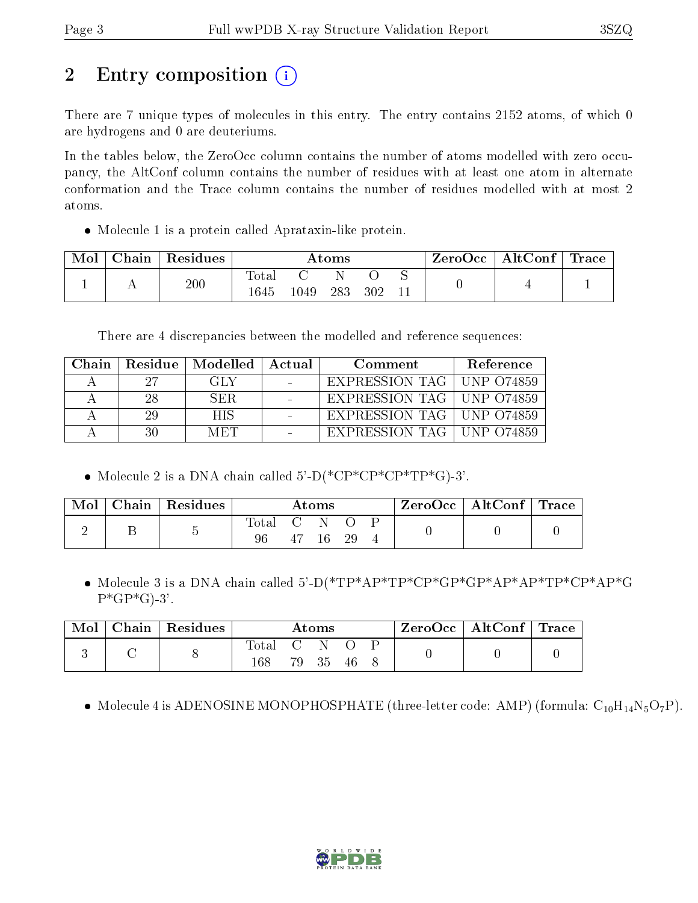## 2 Entry composition (i)

There are 7 unique types of molecules in this entry. The entry contains 2152 atoms, of which 0 are hydrogens and 0 are deuteriums.

In the tables below, the ZeroOcc column contains the number of atoms modelled with zero occupancy, the AltConf column contains the number of residues with at least one atom in alternate conformation and the Trace column contains the number of residues modelled with at most 2 atoms.

- Molecule 1 is a protein called Aprataxin-like protein.

| Mol | Chain | Residues | Atoms | | | | | ZeroOcc | AltConf | Trace |
|---|---|---|---|---|---|---|---|---|---|---|
| 1 | A | 200 | Total<br>1645 | C<br>1049 | N<br>283 | O<br>302 | S<br>11 | 0 | 4 | 1 |

There are 4 discrepancies between the modelled and reference sequences:

| Chain | Residue | Modelled | Actual | Comment | Reference |
|---|---|---|---|---|---|
| A | 27 | GLY | - | EXPRESSION TAG | UNP O74859 |
| A | 28 | SER | - | EXPRESSION TAG | UNP O74859 |
| A | 29 | HIS | - | EXPRESSION TAG | UNP O74859 |
| A | 30 | MET | - | EXPRESSION TAG | UNP O74859 |

- Molecule 2 is a DNA chain called 5'-D(*CP*CP*CP*TP*G)-3'.

| Mol | Chain | Residues | Atoms | | | | | ZeroOcc | AltConf | Trace |
|---|---|---|---|---|---|---|---|---|---|---|
| 2 | B | 5 | Total<br>96 | C<br>47 | N<br>16 | O<br>29 | P<br>4 | 0 | 0 | 0 |

- Molecule 3 is a DNA chain called 5'-D(*TP*AP*TP*CP*GP*GP*AP*AP*TP*CP*AP*GP*GP*G)-3'.

| Mol | Chain | Residues | Atoms | | | | | ZeroOcc | AltConf | Trace |
|---|---|---|---|---|---|---|---|---|---|---|
| 3 | C | 8 | Total<br>168 | C<br>79 | N<br>35 | O<br>46 | P<br>8 | 0 | 0 | 0 |

- Molecule 4 is ADENOSINE MONOPHOSPHATE (three-letter code: AMP) (formula: $C_{10}H_{14}N_5O_7P$).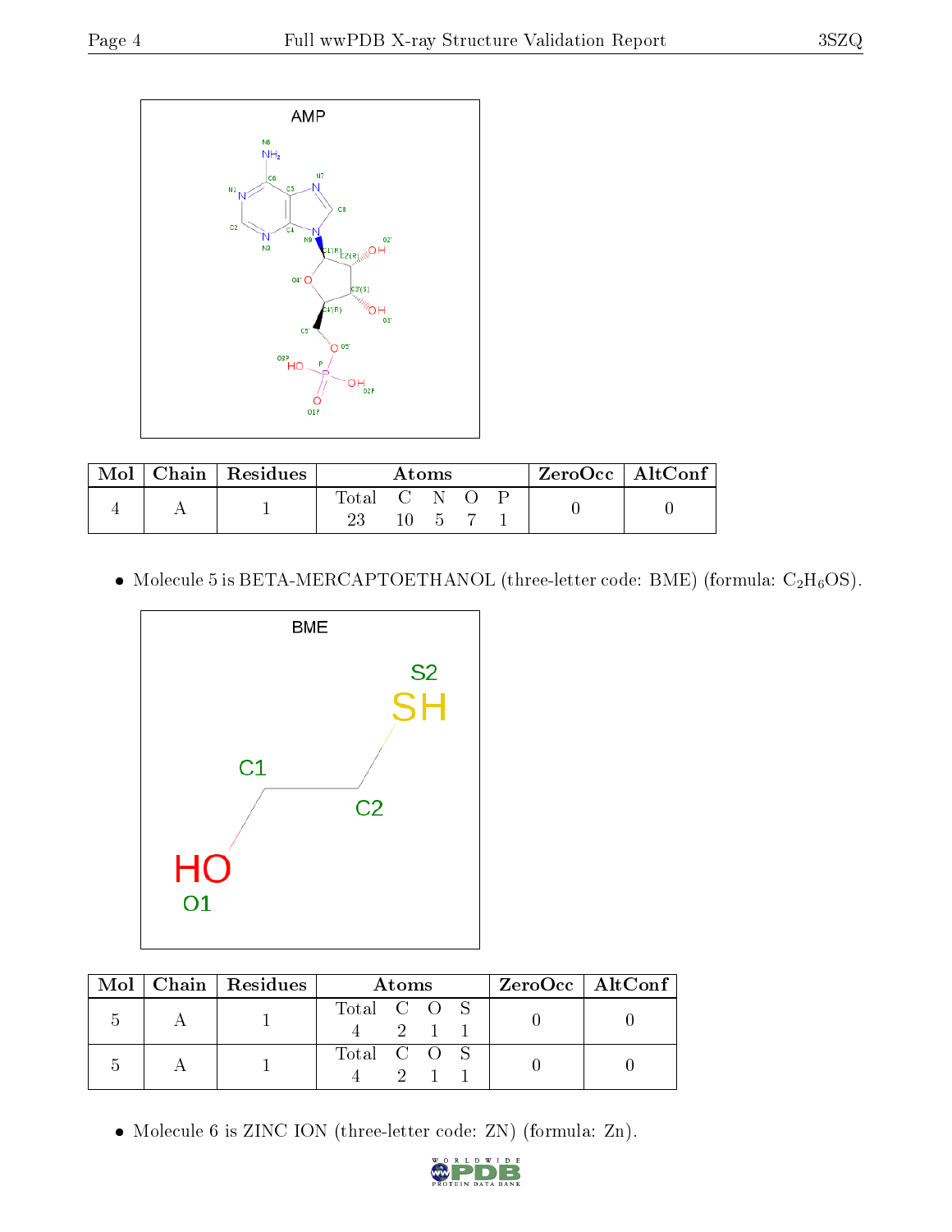AMP

| Mol | Chain | Residues | Atoms | | | | | ZeroOcc | AltConf |
|---|---|---|---|---|---|---|---|---|---|
| | | | Total | C | N | O | P | | |
| 4 | A | 1 | 23 | 10 | 5 | 7 | 1 | 0 | 0 |

- Molecule 5 is BETA-MERCAPTOETHANOL (three-letter code: BME) (formula: $C_2H_6OS$).

BME

| Mol | Chain | Residues | Atoms | | | | ZeroOcc | AltConf |
|---|---|---|---|---|---|---|---|---|
| | | | Total | C | O | S | | |
| 5 | A | 1 | 4 | 2 | 1 | 1 | 0 | 0 |
| 5 | A | 1 | 4 | 2 | 1 | 1 | 0 | 0 |

- Molecule 6 is ZINC ION (three-letter code: ZN) (formula: Zn).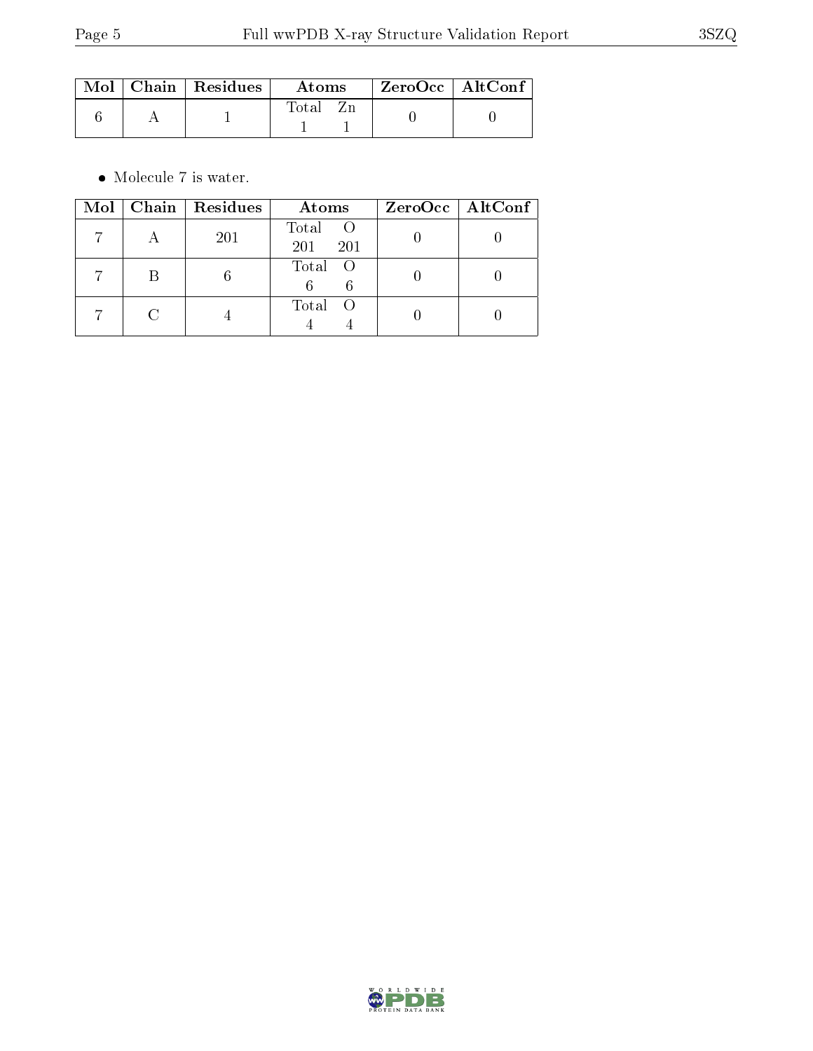| Mol | Chain | Residues | Atoms | ZeroOcc | AltConf |
|---|---|---|---|---|---|
| 6 | A | 1 | Total Zn<br>1 1 | 0 | 0 |

- Molecule 7 is water.

| Mol | Chain | Residues | Atoms | ZeroOcc | AltConf |
|---|---|---|---|---|---|
| 7 | A | 201 | Total O<br>201 201 | 0 | 0 |
| 7 | B | 6 | Total O<br>6 6 | 0 | 0 |
| 7 | C | 4 | Total O<br>4 4 | 0 | 0 |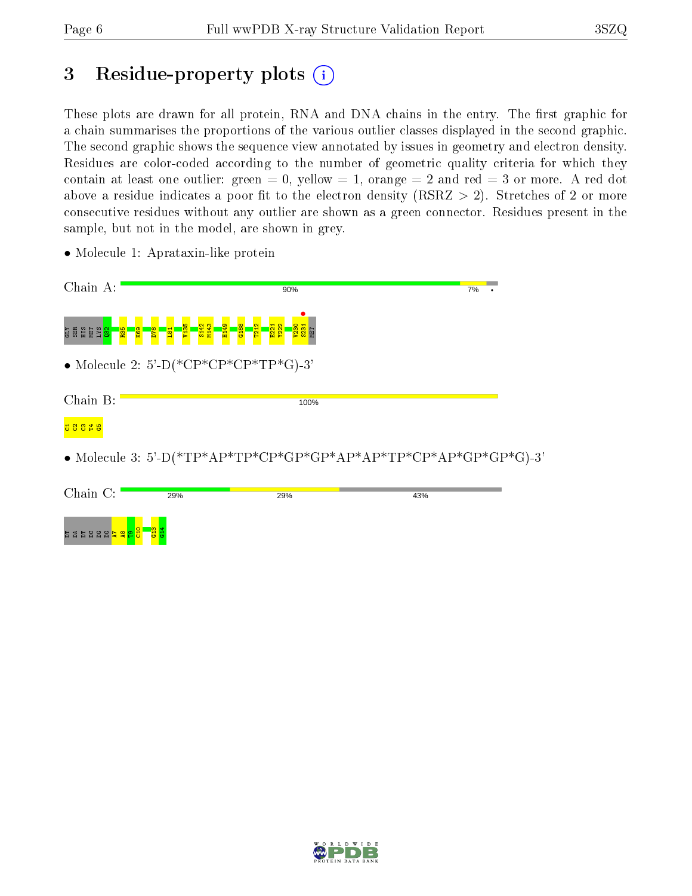# 3 Residue-property plots

These plots are drawn for all protein, RNA and DNA chains in the entry. The first graphic for a chain summarises the proportions of the various outlier classes displayed in the second graphic. The second graphic shows the sequence view annotated by issues in geometry and electron density. Residues are color-coded according to the number of geometric quality criteria for which they contain at least one outlier: green = 0, yellow = 1, orange = 2 and red = 3 or more. A red dot above a residue indicates a poor fit to the electron density (RSRZ > 2). Stretches of 2 or more consecutive residues without any outlier are shown as a green connector. Residues present in the sample, but not in the model, are shown in grey.

- Molecule 1: Aprataxin-like protein

Chain A: 90% · 7% · •

GLY SER HIS MET LYS Q32 R35 K69 D78 L81 V135 S142 M143 H149 G188 T212 E221 Y222 V230 S231 MET

- Molecule 2: 5'-D(*CP*CP*CP*TP*G)-3'

Chain B: 100%

C1 C2 C3 T4 G5

- Molecule 3: 5'-D(*TP*AP*TP*CP*GP*GP*AP*AP*TP*CP*AP*GP*GP*G)-3'

Chain C: 29% · 29% · 43%

DT DA DT DC DG DG A7 A8 T9 C10 G13 G14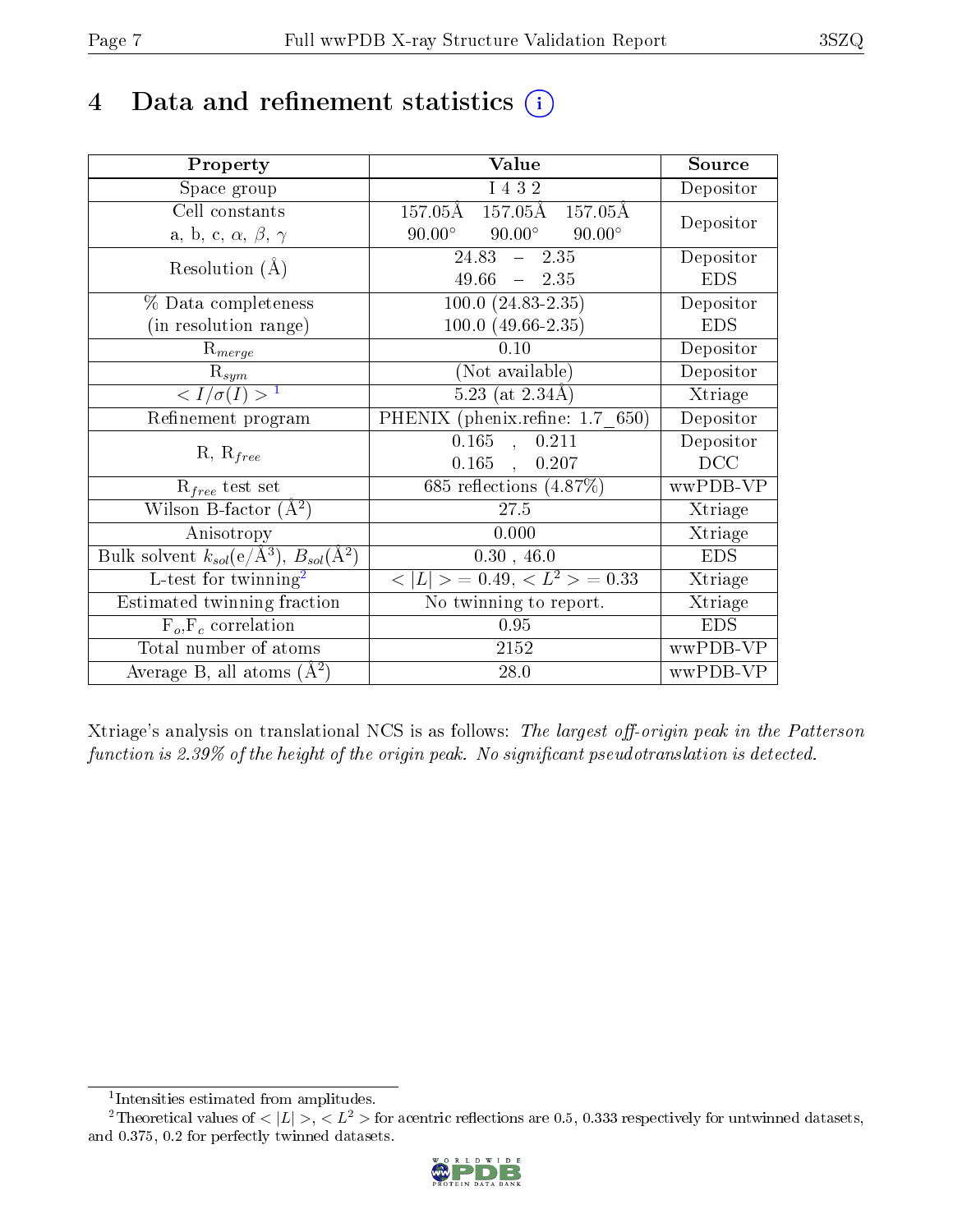# 4 Data and refinement statistics (i)

| Property | Value | Source |
|---|---|---|
| Space group | I 4 3 2 | Depositor |
| Cell constants<br>a, b, c, $\alpha$, $\beta$, $\gamma$ | 157.05Å 157.05Å 157.05Å<br>90.00° 90.00° 90.00° | Depositor |
| Resolution (Å) | 24.83 – 2.35<br>49.66 – 2.35 | Depositor<br>EDS |
| % Data completeness<br>(in resolution range) | 100.0 (24.83-2.35)<br>100.0 (49.66-2.35) | Depositor<br>EDS |
| $R_{merge}$ | 0.10 | Depositor |
| $R_{sym}$ | (Not available) | Depositor |
| $< I/\sigma(I) >$ [1] | 5.23 (at 2.34Å) | Xtriage |
| Refinement program | PHENIX (phenix.refine: 1.7_650) | Depositor |
| R, $R_{free}$ | 0.165 , 0.211<br>0.165 , 0.207 | Depositor<br>DCC |
| $R_{free}$ test set | 685 reflections (4.87%) | wwPDB-VP |
| Wilson B-factor (Å$^2$) | 27.5 | Xtriage |
| Anisotropy | 0.000 | Xtriage |
| Bulk solvent $k_{sol}$(e/Å$^3$), $B_{sol}$(Å$^2$) | 0.30 , 46.0 | EDS |
| L-test for twinning[2] | $< \|L\| >$ = 0.49, $< L^2 >$ = 0.33 | Xtriage |
| Estimated twinning fraction | No twinning to report. | Xtriage |
| $F_o$,$F_c$ correlation | 0.95 | EDS |
| Total number of atoms | 2152 | wwPDB-VP |
| Average B, all atoms (Å$^2$) | 28.0 | wwPDB-VP |

Xtriage's analysis on translational NCS is as follows: *The largest off-origin peak in the Patterson function is 2.39% of the height of the origin peak. No significant pseudotranslation is detected.*

[1] Intensities estimated from amplitudes.

[2] Theoretical values of $< |L| >$, $< L^2 >$ for acentric reflections are 0.5, 0.333 respectively for untwinned datasets, and 0.375, 0.2 for perfectly twinned datasets.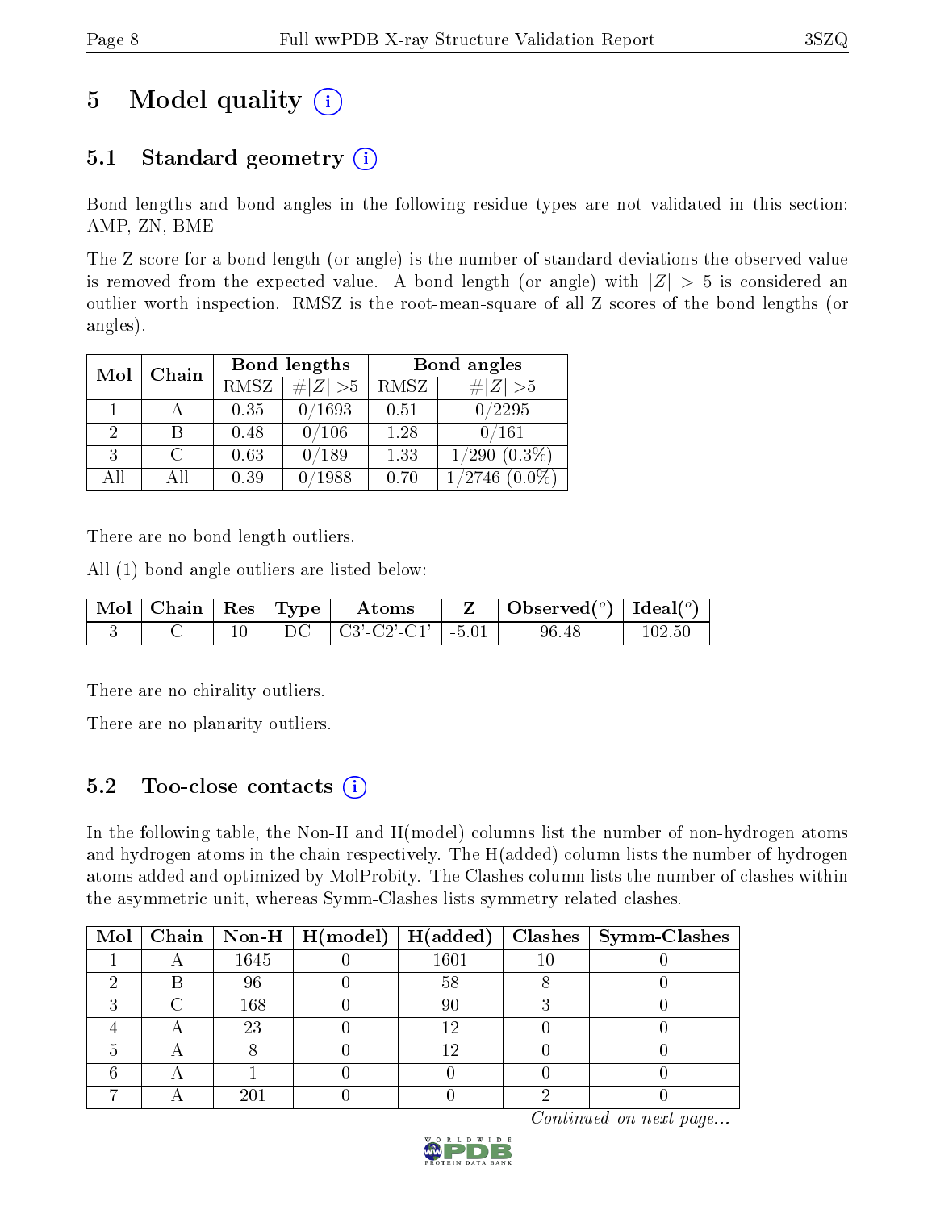# 5 Model quality

## 5.1 Standard geometry

Bond lengths and bond angles in the following residue types are not validated in this section: AMP, ZN, BME

The Z score for a bond length (or angle) is the number of standard deviations the observed value is removed from the expected value. A bond length (or angle) with $|Z| > 5$ is considered an outlier worth inspection. RMSZ is the root-mean-square of all Z scores of the bond lengths (or angles).

| Mol | Chain | Bond lengths | | Bond angles | |
|---|---|---|---|---|---|
| | | RMSZ | #$\|Z\|$ >5 | RMSZ | #$\|Z\|$ >5 |
| 1 | A | 0.35 | 0/1693 | 0.51 | 0/2295 |
| 2 | B | 0.48 | 0/106 | 1.28 | 0/161 |
| 3 | C | 0.63 | 0/189 | 1.33 | 1/290 (0.3%) |
| All | All | 0.39 | 0/1988 | 0.70 | 1/2746 (0.0%) |

There are no bond length outliers.

All (1) bond angle outliers are listed below:

| Mol | Chain | Res | Type | Atoms | Z | Observed(°) | Ideal(°) |
|---|---|---|---|---|---|---|---|
| 3 | C | 10 | DC | C3'-C2'-C1' | -5.01 | 96.48 | 102.50 |

There are no chirality outliers.

There are no planarity outliers.

## 5.2 Too-close contacts

In the following table, the Non-H and H(model) columns list the number of non-hydrogen atoms and hydrogen atoms in the chain respectively. The H(added) column lists the number of hydrogen atoms added and optimized by MolProbity. The Clashes column lists the number of clashes within the asymmetric unit, whereas Symm-Clashes lists symmetry related clashes.

| Mol | Chain | Non-H | H(model) | H(added) | Clashes | Symm-Clashes |
|---|---|---|---|---|---|---|
| 1 | A | 1645 | 0 | 1601 | 10 | 0 |
| 2 | B | 96 | 0 | 58 | 8 | 0 |
| 3 | C | 168 | 0 | 90 | 3 | 0 |
| 4 | A | 23 | 0 | 12 | 0 | 0 |
| 5 | A | 8 | 0 | 12 | 0 | 0 |
| 6 | A | 1 | 0 | 0 | 0 | 0 |
| 7 | A | 201 | 0 | 0 | 2 | 0 |

*Continued on next page...*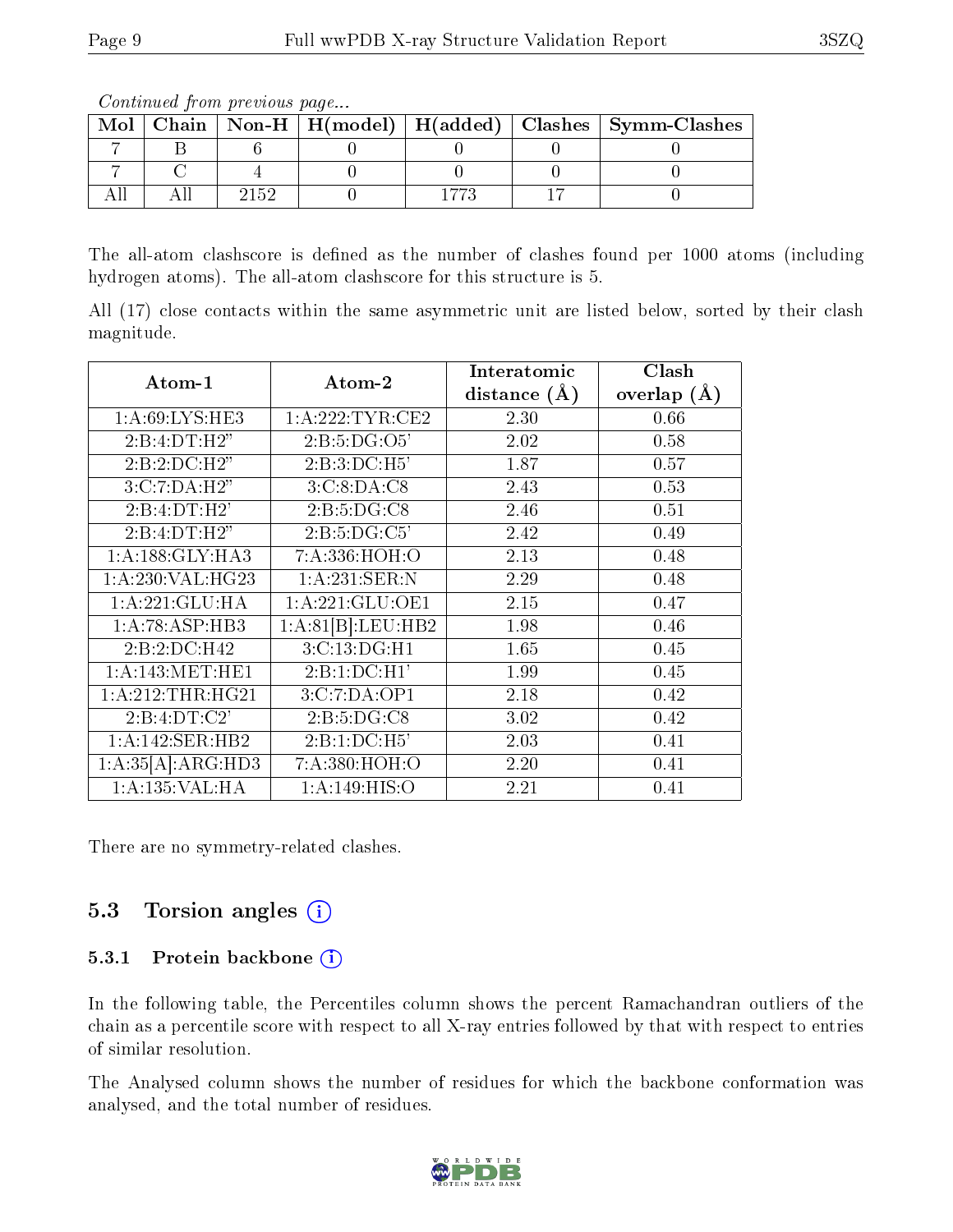*Continued from previous page...*

| Mol | Chain | Non-H | H(model) | H(added) | Clashes | Symm-Clashes |
|---|---|---|---|---|---|---|
| 7 | B | 6 | 0 | 0 | 0 | 0 |
| 7 | C | 4 | 0 | 0 | 0 | 0 |
| All | All | 2152 | 0 | 1773 | 17 | 0 |

The all-atom clashscore is defined as the number of clashes found per 1000 atoms (including hydrogen atoms). The all-atom clashscore for this structure is 5.

All (17) close contacts within the same asymmetric unit are listed below, sorted by their clash magnitude.

| Atom-1 | Atom-2 | Interatomic distance (Å) | Clash overlap (Å) |
|---|---|---|---|
| 1:A:69:LYS:HE3 | 1:A:222:TYR:CE2 | 2.30 | 0.66 |
| 2:B:4:DT:H2" | 2:B:5:DG:O5' | 2.02 | 0.58 |
| 2:B:2:DC:H2" | 2:B:3:DC:H5' | 1.87 | 0.57 |
| 3:C:7:DA:H2" | 3:C:8:DA:C8 | 2.43 | 0.53 |
| 2:B:4:DT:H2' | 2:B:5:DG:C8 | 2.46 | 0.51 |
| 2:B:4:DT:H2" | 2:B:5:DG:C5' | 2.42 | 0.49 |
| 1:A:188:GLY:HA3 | 7:A:336:HOH:O | 2.13 | 0.48 |
| 1:A:230:VAL:HG23 | 1:A:231:SER:N | 2.29 | 0.48 |
| 1:A:221:GLU:HA | 1:A:221:GLU:OE1 | 2.15 | 0.47 |
| 1:A:78:ASP:HB3 | 1:A:81[B]:LEU:HB2 | 1.98 | 0.46 |
| 2:B:2:DC:H42 | 3:C:13:DG:H1 | 1.65 | 0.45 |
| 1:A:143:MET:HE1 | 2:B:1:DC:H1' | 1.99 | 0.45 |
| 1:A:212:THR:HG21 | 3:C:7:DA:OP1 | 2.18 | 0.42 |
| 2:B:4:DT:C2' | 2:B:5:DG:C8 | 3.02 | 0.42 |
| 1:A:142:SER:HB2 | 2:B:1:DC:H5' | 2.03 | 0.41 |
| 1:A:35[A]:ARG:HD3 | 7:A:380:HOH:O | 2.20 | 0.41 |
| 1:A:135:VAL:HA | 1:A:149:HIS:O | 2.21 | 0.41 |

There are no symmetry-related clashes.

## 5.3 Torsion angles

### 5.3.1 Protein backbone

In the following table, the Percentiles column shows the percent Ramachandran outliers of the chain as a percentile score with respect to all X-ray entries followed by that with respect to entries of similar resolution.

The Analysed column shows the number of residues for which the backbone conformation was analysed, and the total number of residues.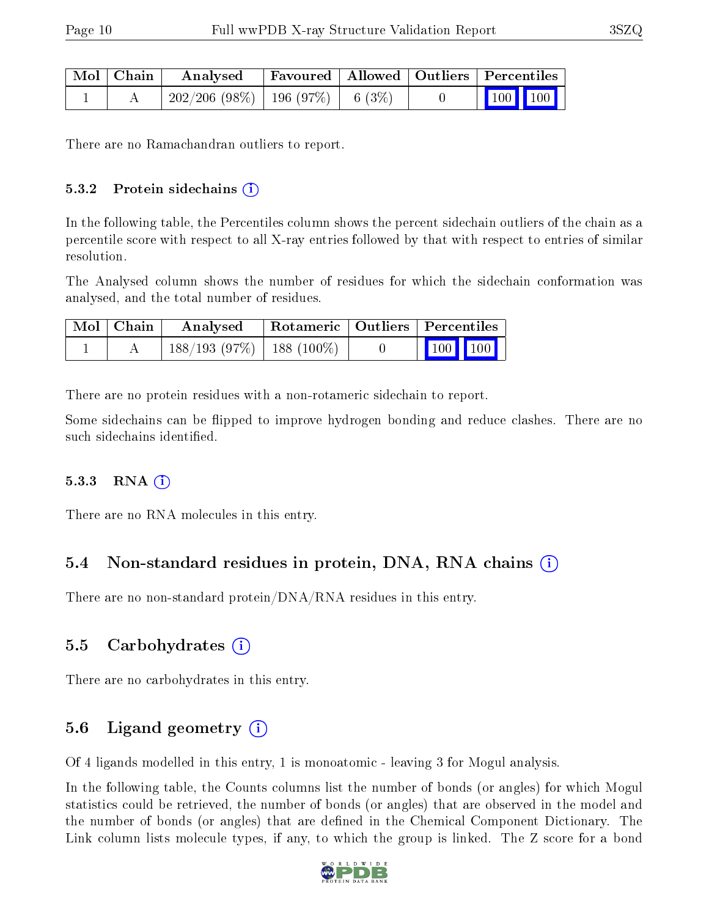| Mol | Chain | Analysed | Favoured | Allowed | Outliers | Percentiles | |
|---|---|---|---|---|---|---|---|
| 1 | A | 202/206 (98%) | 196 (97%) | 6 (3%) | 0 | 100 | 100 |

There are no Ramachandran outliers to report.

### 5.3.2 Protein sidechains

In the following table, the Percentiles column shows the percent sidechain outliers of the chain as a percentile score with respect to all X-ray entries followed by that with respect to entries of similar resolution.

The Analysed column shows the number of residues for which the sidechain conformation was analysed, and the total number of residues.

| Mol | Chain | Analysed | Rotameric | Outliers | Percentiles | |
|---|---|---|---|---|---|---|
| 1 | A | 188/193 (97%) | 188 (100%) | 0 | 100 | 100 |

There are no protein residues with a non-rotameric sidechain to report.

Some sidechains can be flipped to improve hydrogen bonding and reduce clashes. There are no such sidechains identified.

### 5.3.3 RNA

There are no RNA molecules in this entry.

## 5.4 Non-standard residues in protein, DNA, RNA chains

There are no non-standard protein/DNA/RNA residues in this entry.

## 5.5 Carbohydrates

There are no carbohydrates in this entry.

## 5.6 Ligand geometry

Of 4 ligands modelled in this entry, 1 is monoatomic - leaving 3 for Mogul analysis.

In the following table, the Counts columns list the number of bonds (or angles) for which Mogul statistics could be retrieved, the number of bonds (or angles) that are observed in the model and the number of bonds (or angles) that are defined in the Chemical Component Dictionary. The Link column lists molecule types, if any, to which the group is linked. The Z score for a bond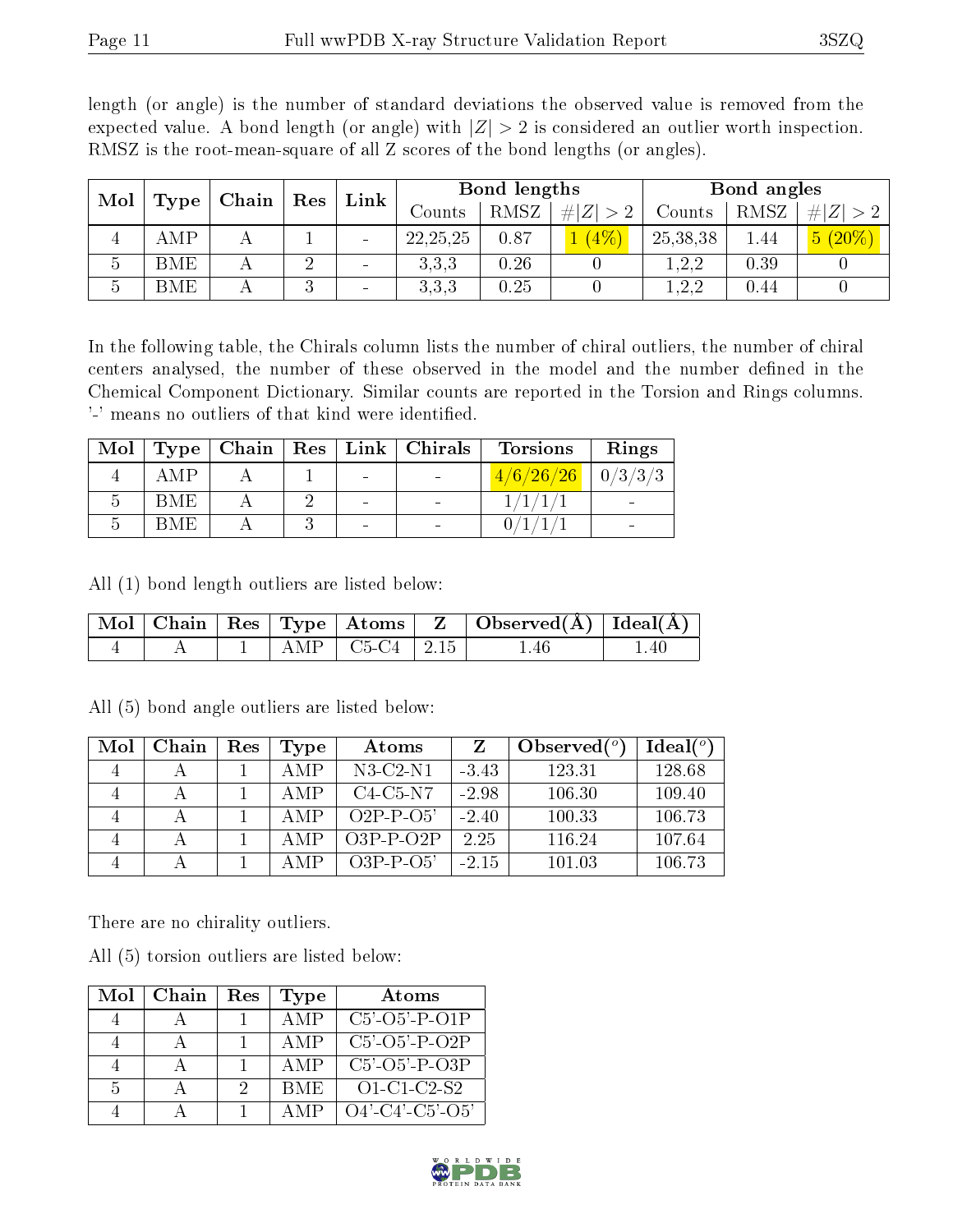length (or angle) is the number of standard deviations the observed value is removed from the expected value. A bond length (or angle) with $|Z| > 2$ is considered an outlier worth inspection. RMSZ is the root-mean-square of all Z scores of the bond lengths (or angles).

| Mol | Type | Chain | Res | Link | Bond lengths | | | Bond angles | | |
|---|---|---|---|---|---|---|---|---|---|---|
| | | | | | Counts | RMSZ | $\#\|Z\| > 2$ | Counts | RMSZ | $\#\|Z\| > 2$ |
| 4 | AMP | A | 1 | - | 22,25,25 | 0.87 | 1 (4%) | 25,38,38 | 1.44 | 5 (20%) |
| 5 | BME | A | 2 | - | 3,3,3 | 0.26 | 0 | 1,2,2 | 0.39 | 0 |
| 5 | BME | A | 3 | - | 3,3,3 | 0.25 | 0 | 1,2,2 | 0.44 | 0 |

In the following table, the Chirals column lists the number of chiral outliers, the number of chiral centers analysed, the number of these observed in the model and the number defined in the Chemical Component Dictionary. Similar counts are reported in the Torsion and Rings columns. '-' means no outliers of that kind were identified.

| Mol | Type | Chain | Res | Link | Chirals | Torsions | Rings |
|---|---|---|---|---|---|---|---|
| 4 | AMP | A | 1 | - | - | 4/6/26/26 | 0/3/3/3 |
| 5 | BME | A | 2 | - | - | 1/1/1/1 | - |
| 5 | BME | A | 3 | - | - | 0/1/1/1 | - |

All (1) bond length outliers are listed below:

| Mol | Chain | Res | Type | Atoms | Z | Observed(Å) | Ideal(Å) |
|---|---|---|---|---|---|---|---|
| 4 | A | 1 | AMP | C5-C4 | 2.15 | 1.46 | 1.40 |

All (5) bond angle outliers are listed below:

| Mol | Chain | Res | Type | Atoms | Z | Observed(°) | Ideal(°) |
|---|---|---|---|---|---|---|---|
| 4 | A | 1 | AMP | N3-C2-N1 | -3.43 | 123.31 | 128.68 |
| 4 | A | 1 | AMP | C4-C5-N7 | -2.98 | 106.30 | 109.40 |
| 4 | A | 1 | AMP | O2P-P-O5' | -2.40 | 100.33 | 106.73 |
| 4 | A | 1 | AMP | O3P-P-O2P | 2.25 | 116.24 | 107.64 |
| 4 | A | 1 | AMP | O3P-P-O5' | -2.15 | 101.03 | 106.73 |

There are no chirality outliers.

All (5) torsion outliers are listed below:

| Mol | Chain | Res | Type | Atoms |
|---|---|---|---|---|
| 4 | A | 1 | AMP | C5'-O5'-P-O1P |
| 4 | A | 1 | AMP | C5'-O5'-P-O2P |
| 4 | A | 1 | AMP | C5'-O5'-P-O3P |
| 5 | A | 2 | BME | O1-C1-C2-S2 |
| 4 | A | 1 | AMP | O4'-C4'-C5'-O5' |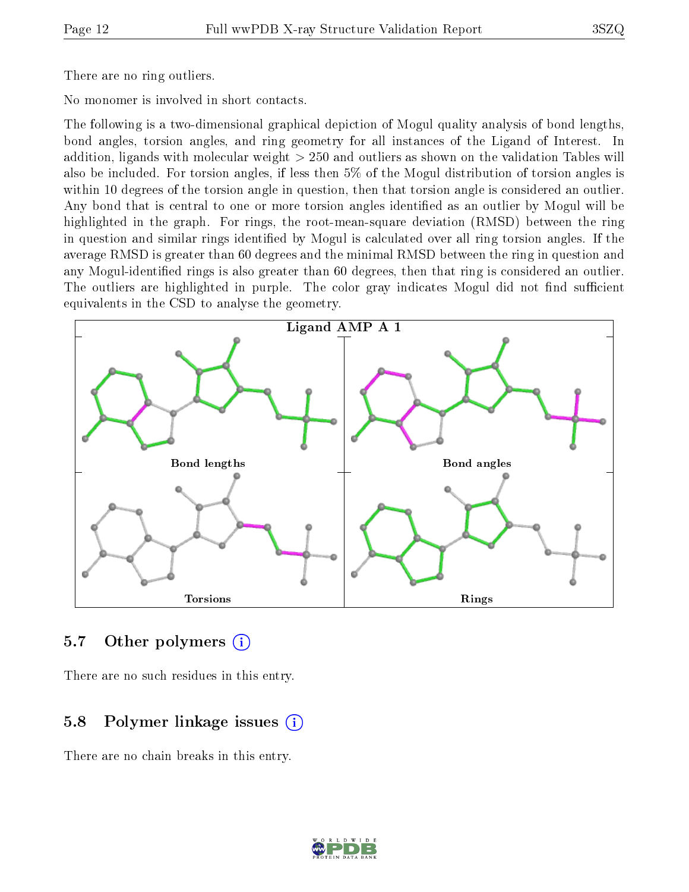There are no ring outliers.

No monomer is involved in short contacts.

The following is a two-dimensional graphical depiction of Mogul quality analysis of bond lengths, bond angles, torsion angles, and ring geometry for all instances of the Ligand of Interest. In addition, ligands with molecular weight > 250 and outliers as shown on the validation Tables will also be included. For torsion angles, if less then 5% of the Mogul distribution of torsion angles is within 10 degrees of the torsion angle in question, then that torsion angle is considered an outlier. Any bond that is central to one or more torsion angles identified as an outlier by Mogul will be highlighted in the graph. For rings, the root-mean-square deviation (RMSD) between the ring in question and similar rings identified by Mogul is calculated over all ring torsion angles. If the average RMSD is greater than 60 degrees and the minimal RMSD between the ring in question and any Mogul-identified rings is also greater than 60 degrees, then that ring is considered an outlier. The outliers are highlighted in purple. The color gray indicates Mogul did not find sufficient equivalents in the CSD to analyse the geometry.

Ligand AMP A 1

Bond lengths

Bond angles

Torsions

Rings

## 5.7 Other polymers

There are no such residues in this entry.

## 5.8 Polymer linkage issues

There are no chain breaks in this entry.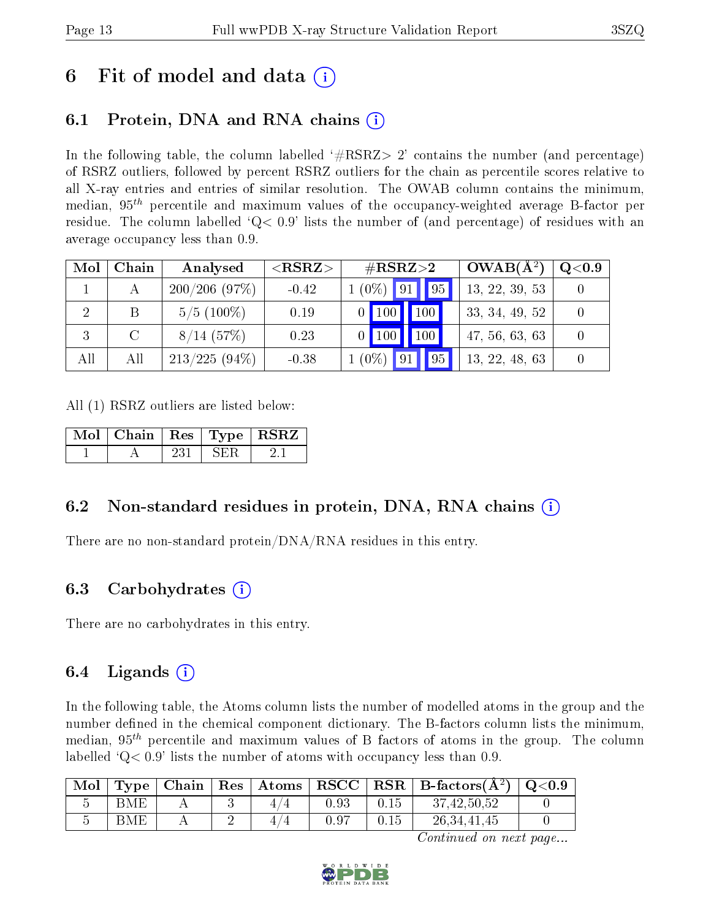# 6 Fit of model and data (i)

## 6.1 Protein, DNA and RNA chains (i)

In the following table, the column labelled '#RSRZ> 2' contains the number (and percentage) of RSRZ outliers, followed by percent RSRZ outliers for the chain as percentile scores relative to all X-ray entries and entries of similar resolution. The OWAB column contains the minimum, median, $95^{th}$ percentile and maximum values of the occupancy-weighted average B-factor per residue. The column labelled 'Q< 0.9' lists the number of (and percentage) of residues with an average occupancy less than 0.9.

| Mol | Chain | Analysed | <RSRZ> | #RSRZ>2 | OWAB(Å$^2$) | Q<0.9 |
|---|---|---|---|---|---|---|
| 1 | A | 200/206 (97%) | -0.42 | 1 (0%) 91 95 | 13, 22, 39, 53 | 0 |
| 2 | B | 5/5 (100%) | 0.19 | 0 100 100 | 33, 34, 49, 52 | 0 |
| 3 | C | 8/14 (57%) | 0.23 | 0 100 100 | 47, 56, 63, 63 | 0 |
| All | All | 213/225 (94%) | -0.38 | 1 (0%) 91 95 | 13, 22, 48, 63 | 0 |

All (1) RSRZ outliers are listed below:

| Mol | Chain | Res | Type | RSRZ |
|---|---|---|---|---|
| 1 | A | 231 | SER | 2.1 |

## 6.2 Non-standard residues in protein, DNA, RNA chains (i)

There are no non-standard protein/DNA/RNA residues in this entry.

## 6.3 Carbohydrates (i)

There are no carbohydrates in this entry.

## 6.4 Ligands (i)

In the following table, the Atoms column lists the number of modelled atoms in the group and the number defined in the chemical component dictionary. The B-factors column lists the minimum, median, $95^{th}$ percentile and maximum values of B factors of atoms in the group. The column labelled 'Q< 0.9' lists the number of atoms with occupancy less than 0.9.

| Mol | Type | Chain | Res | Atoms | RSCC | RSR | B-factors(Å$^2$) | Q<0.9 |
|---|---|---|---|---|---|---|---|---|
| 5 | BME | A | 3 | 4/4 | 0.93 | 0.15 | 37,42,50,52 | 0 |
| 5 | BME | A | 2 | 4/4 | 0.97 | 0.15 | 26,34,41,45 | 0 |

*Continued on next page...*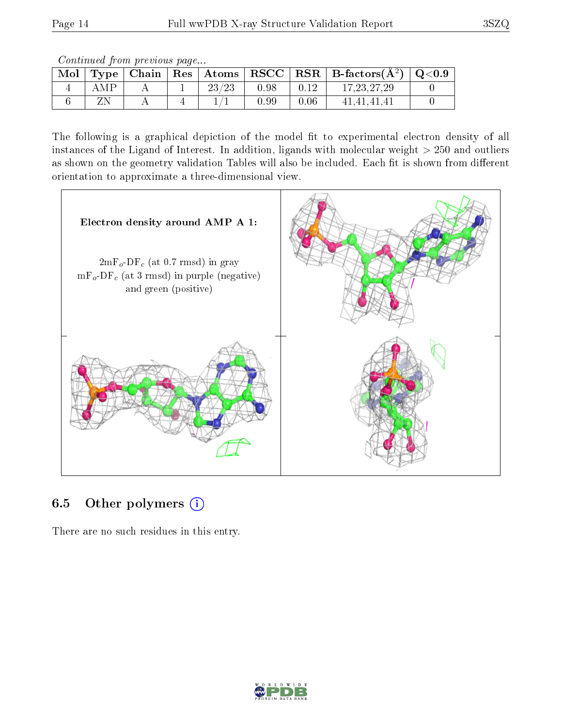*Continued from previous page...*

| Mol | Type | Chain | Res | Atoms | RSCC | RSR | B-factors($Å^2$) | Q<0.9 |
|---|---|---|---|---|---|---|---|---|
| 4 | AMP | A | 1 | 23/23 | 0.98 | 0.12 | 17,23,27,29 | 0 |
| 6 | ZN | A | 4 | 1/1 | 0.99 | 0.06 | 41,41,41,41 | 0 |

The following is a graphical depiction of the model fit to experimental electron density of all instances of the Ligand of Interest. In addition, ligands with molecular weight > 250 and outliers as shown on the geometry validation Tables will also be included. Each fit is shown from different orientation to approximate a three-dimensional view.

**Electron density around AMP A 1:**

$2mF_o$-$DF_c$ (at 0.7 rmsd) in gray
$mF_o$-$DF_c$ (at 3 rmsd) in purple (negative) and green (positive)

## 6.5 Other polymers

There are no such residues in this entry.